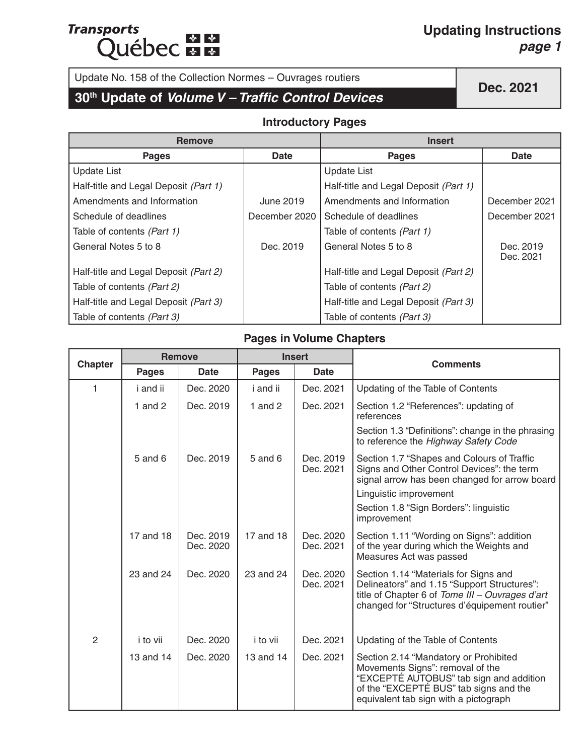Transports Québec

# Updating Instructions

Update No. 158 of the Collection Normes – Ouvrages routiers

## 30th Update of *Volume V – Traffic Control Devices*

**Dec. 2021**

### Introductory Pages

| Remove | | Insert | |
|---|---|---|---|
| **Pages** | **Date** | **Pages** | **Date** |
| Update List | | Update List | |
| Half-title and Legal Deposit *(Part 1)* | | Half-title and Legal Deposit *(Part 1)* | |
| Amendments and Information | June 2019 | Amendments and Information | December 2021 |
| Schedule of deadlines | December 2020 | Schedule of deadlines | December 2021 |
| Table of contents *(Part 1)* | | Table of contents *(Part 1)* | |
| General Notes 5 to 8 | Dec. 2019 | General Notes 5 to 8 | Dec. 2019<br>Dec. 2021 |
| Half-title and Legal Deposit *(Part 2)* | | Half-title and Legal Deposit *(Part 2)* | |
| Table of contents *(Part 2)* | | Table of contents *(Part 2)* | |
| Half-title and Legal Deposit *(Part 3)* | | Half-title and Legal Deposit *(Part 3)* | |
| Table of contents *(Part 3)* | | Table of contents *(Part 3)* | |

### Pages in Volume Chapters

| Chapter | Remove | | Insert | | Comments |
|---|---|---|---|---|---|
| | **Pages** | **Date** | **Pages** | **Date** | |
| 1 | i and ii | Dec. 2020 | i and ii | Dec. 2021 | Updating of the Table of Contents |
| | 1 and 2 | Dec. 2019 | 1 and 2 | Dec. 2021 | Section 1.2 “References”: updating of references<br>Section 1.3 “Definitions”: change in the phrasing to reference the *Highway Safety Code* |
| | 5 and 6 | Dec. 2019 | 5 and 6 | Dec. 2019<br>Dec. 2021 | Section 1.7 “Shapes and Colours of Traffic Signs and Other Control Devices”: the term signal arrow has been changed for arrow board<br>Linguistic improvement<br>Section 1.8 “Sign Borders”: linguistic improvement |
| | 17 and 18 | Dec. 2019<br>Dec. 2020 | 17 and 18 | Dec. 2020<br>Dec. 2021 | Section 1.11 “Wording on Signs”: addition of the year during which the Weights and Measures Act was passed |
| | 23 and 24 | Dec. 2020 | 23 and 24 | Dec. 2020<br>Dec. 2021 | Section 1.14 “Materials for Signs and Delineators” and 1.15 “Support Structures”: title of Chapter 6 of *Tome III – Ouvrages d’art* changed for “Structures d’équipement routier” |
| 2 | i to vii | Dec. 2020 | i to vii | Dec. 2021 | Updating of the Table of Contents |
| | 13 and 14 | Dec. 2020 | 13 and 14 | Dec. 2021 | Section 2.14 “Mandatory or Prohibited Movements Signs”: removal of the “EXCEPTÉ AUTOBUS” tab sign and addition of the “EXCEPTÉ BUS” tab signs and the equivalent tab sign with a pictograph |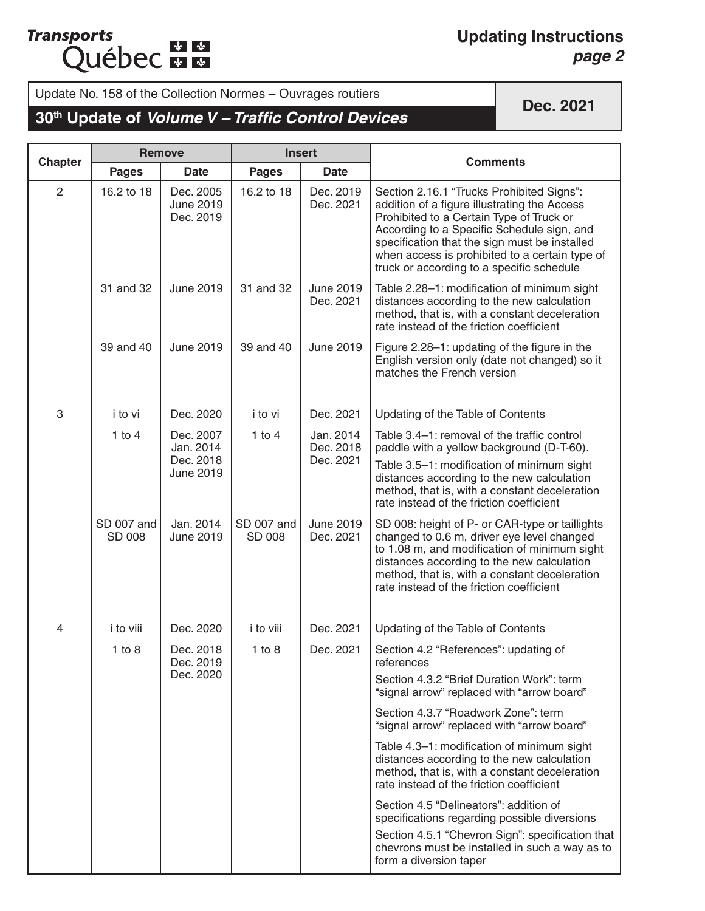Update No. 158 of the Collection Normes – Ouvrages routiers

## 30th Update of *Volume V – Traffic Control Devices*

**Dec. 2021**

| Chapter | Remove | | Insert | | Comments |
|---|---|---|---|---|---|
| | **Pages** | **Date** | **Pages** | **Date** | |
| 2 | 16.2 to 18 | Dec. 2005<br>June 2019<br>Dec. 2019 | 16.2 to 18 | Dec. 2019<br>Dec. 2021 | Section 2.16.1 "Trucks Prohibited Signs": addition of a figure illustrating the Access Prohibited to a Certain Type of Truck or According to a Specific Schedule sign, and specification that the sign must be installed when access is prohibited to a certain type of truck or according to a specific schedule |
| | 31 and 32 | June 2019 | 31 and 32 | June 2019<br>Dec. 2021 | Table 2.28–1: modification of minimum sight distances according to the new calculation method, that is, with a constant deceleration rate instead of the friction coefficient |
| | 39 and 40 | June 2019 | 39 and 40 | June 2019 | Figure 2.28–1: updating of the figure in the English version only (date not changed) so it matches the French version |
| 3 | i to vi | Dec. 2020 | i to vi | Dec. 2021 | Updating of the Table of Contents |
| | 1 to 4 | Dec. 2007<br>Jan. 2014<br>Dec. 2018<br>June 2019 | 1 to 4 | Jan. 2014<br>Dec. 2018<br>Dec. 2021 | Table 3.4–1: removal of the traffic control paddle with a yellow background (D-T-60).<br>Table 3.5–1: modification of minimum sight distances according to the new calculation method, that is, with a constant deceleration rate instead of the friction coefficient |
| | SD 007 and SD 008 | Jan. 2014<br>June 2019 | SD 007 and SD 008 | June 2019<br>Dec. 2021 | SD 008: height of P- or CAR-type or taillights changed to 0.6 m, driver eye level changed to 1.08 m, and modification of minimum sight distances according to the new calculation method, that is, with a constant deceleration rate instead of the friction coefficient |
| 4 | i to viii | Dec. 2020 | i to viii | Dec. 2021 | Updating of the Table of Contents |
| | 1 to 8 | Dec. 2018<br>Dec. 2019<br>Dec. 2020 | 1 to 8 | Dec. 2021 | Section 4.2 "References": updating of references<br>Section 4.3.2 "Brief Duration Work": term "signal arrow" replaced with "arrow board"<br>Section 4.3.7 "Roadwork Zone": term "signal arrow" replaced with "arrow board"<br>Table 4.3–1: modification of minimum sight distances according to the new calculation method, that is, with a constant deceleration rate instead of the friction coefficient<br>Section 4.5 "Delineators": addition of specifications regarding possible diversions<br>Section 4.5.1 "Chevron Sign": specification that chevrons must be installed in such a way as to form a diversion taper |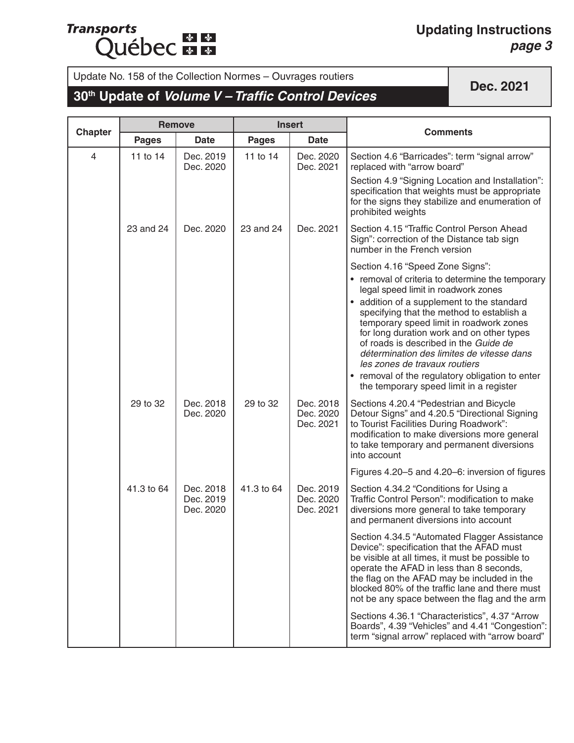Update No. 158 of the Collection Normes – Ouvrages routiers

**30th Update of *Volume V – Traffic Control Devices***

**Dec. 2021**

| Chapter | Remove | | Insert | | Comments |
|---|---|---|---|---|---|
| | Pages | Date | Pages | Date | |
| 4 | 11 to 14 | Dec. 2019<br>Dec. 2020 | 11 to 14 | Dec. 2020<br>Dec. 2021 | Section 4.6 "Barricades": term "signal arrow" replaced with "arrow board"<br><br>Section 4.9 "Signing Location and Installation": specification that weights must be appropriate for the signs they stabilize and enumeration of prohibited weights |
| | 23 and 24 | Dec. 2020 | 23 and 24 | Dec. 2021 | Section 4.15 "Traffic Control Person Ahead Sign": correction of the Distance tab sign number in the French version<br><br>Section 4.16 "Speed Zone Signs":<br>• removal of criteria to determine the temporary legal speed limit in roadwork zones<br>• addition of a supplement to the standard specifying that the method to establish a temporary speed limit in roadwork zones for long duration work and on other types of roads is described in the *Guide de détermination des limites de vitesse dans les zones de travaux routiers*<br>• removal of the regulatory obligation to enter the temporary speed limit in a register |
| | 29 to 32 | Dec. 2018<br>Dec. 2020 | 29 to 32 | Dec. 2018<br>Dec. 2020<br>Dec. 2021 | Sections 4.20.4 "Pedestrian and Bicycle Detour Signs" and 4.20.5 "Directional Signing to Tourist Facilities During Roadwork": modification to make diversions more general to take temporary and permanent diversions into account<br><br>Figures 4.20–5 and 4.20–6: inversion of figures |
| | 41.3 to 64 | Dec. 2018<br>Dec. 2019<br>Dec. 2020 | 41.3 to 64 | Dec. 2019<br>Dec. 2020<br>Dec. 2021 | Section 4.34.2 "Conditions for Using a Traffic Control Person": modification to make diversions more general to take temporary and permanent diversions into account<br><br>Section 4.34.5 "Automated Flagger Assistance Device": specification that the AFAD must be visible at all times, it must be possible to operate the AFAD in less than 8 seconds, the flag on the AFAD may be included in the blocked 80% of the traffic lane and there must not be any space between the flag and the arm<br><br>Sections 4.36.1 "Characteristics", 4.37 "Arrow Boards", 4.39 "Vehicles" and 4.41 "Congestion": term "signal arrow" replaced with "arrow board" |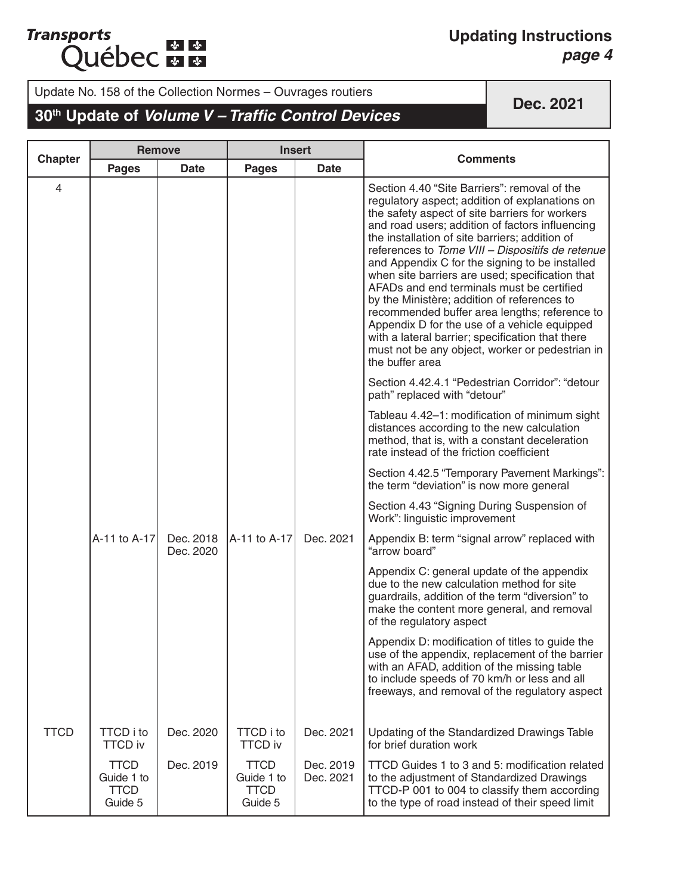Update No. 158 of the Collection Normes – Ouvrages routiers

## 30th Update of *Volume V – Traffic Control Devices*

**Dec. 2021**

| Chapter | Remove | | Insert | | Comments |
|---|---|---|---|---|---|
| | Pages | Date | Pages | Date | |
| 4 | | | | | Section 4.40 "Site Barriers": removal of the regulatory aspect; addition of explanations on the safety aspect of site barriers for workers and road users; addition of factors influencing the installation of site barriers; addition of references to *Tome VIII – Dispositifs de retenue* and Appendix C for the signing to be installed when site barriers are used; specification that AFADs and end terminals must be certified by the Ministère; addition of references to recommended buffer area lengths; reference to Appendix D for the use of a vehicle equipped with a lateral barrier; specification that there must not be any object, worker or pedestrian in the buffer area |
| | | | | | Section 4.42.4.1 "Pedestrian Corridor": "detour path" replaced with "detour" |
| | | | | | Tableau 4.42–1: modification of minimum sight distances according to the new calculation method, that is, with a constant deceleration rate instead of the friction coefficient |
| | | | | | Section 4.42.5 "Temporary Pavement Markings": the term "deviation" is now more general |
| | | | | | Section 4.43 "Signing During Suspension of Work": linguistic improvement |
| | A-11 to A-17 | Dec. 2018 Dec. 2020 | A-11 to A-17 | Dec. 2021 | Appendix B: term "signal arrow" replaced with "arrow board" |
| | | | | | Appendix C: general update of the appendix due to the new calculation method for site guardrails, addition of the term "diversion" to make the content more general, and removal of the regulatory aspect |
| | | | | | Appendix D: modification of titles to guide the use of the appendix, replacement of the barrier with an AFAD, addition of the missing table to include speeds of 70 km/h or less and all freeways, and removal of the regulatory aspect |
| TTCD | TTCD i to TTCD iv | Dec. 2020 | TTCD i to TTCD iv | Dec. 2021 | Updating of the Standardized Drawings Table for brief duration work |
| | TTCD Guide 1 to TTCD Guide 5 | Dec. 2019 | TTCD Guide 1 to TTCD Guide 5 | Dec. 2019 Dec. 2021 | TTCD Guides 1 to 3 and 5: modification related to the adjustment of Standardized Drawings TTCD-P 001 to 004 to classify them according to the type of road instead of their speed limit |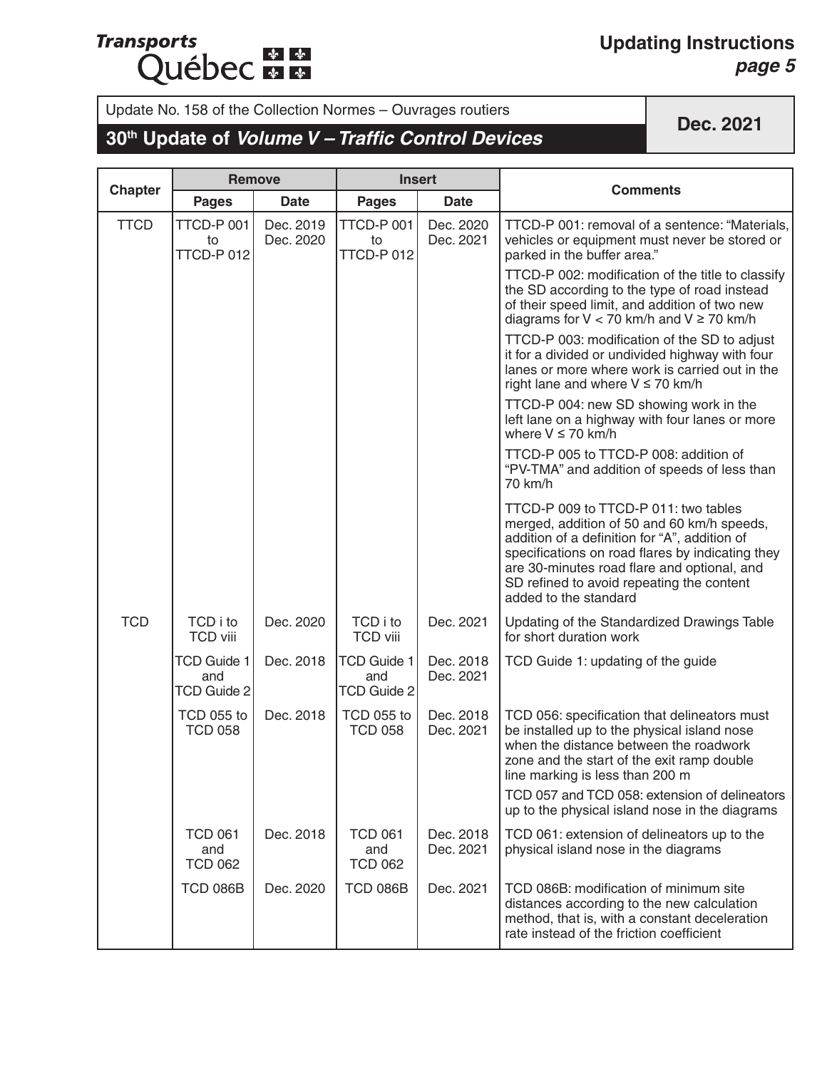Update No. 158 of the Collection Normes – Ouvrages routiers

## 30th Update of *Volume V – Traffic Control Devices*

**Dec. 2021**

| Chapter | Remove | | Insert | | Comments |
|---|---|---|---|---|---|
| | Pages | Date | Pages | Date | |
| TTCD | TTCD-P 001 to TTCD-P 012 | Dec. 2019 Dec. 2020 | TTCD-P 001 to TTCD-P 012 | Dec. 2020 Dec. 2021 | TTCD-P 001: removal of a sentence: "Materials, vehicles or equipment must never be stored or parked in the buffer area." |
| | | | | | TTCD-P 002: modification of the title to classify the SD according to the type of road instead of their speed limit, and addition of two new diagrams for V < 70 km/h and V ≥ 70 km/h |
| | | | | | TTCD-P 003: modification of the SD to adjust it for a divided or undivided highway with four lanes or more where work is carried out in the right lane and where V ≤ 70 km/h |
| | | | | | TTCD-P 004: new SD showing work in the left lane on a highway with four lanes or more where V ≤ 70 km/h |
| | | | | | TTCD-P 005 to TTCD-P 008: addition of "PV-TMA" and addition of speeds of less than 70 km/h |
| | | | | | TTCD-P 009 to TTCD-P 011: two tables merged, addition of 50 and 60 km/h speeds, addition of a definition for "A", addition of specifications on road flares by indicating they are 30-minutes road flare and optional, and SD refined to avoid repeating the content added to the standard |
| TCD | TCD i to TCD viii | Dec. 2020 | TCD i to TCD viii | Dec. 2021 | Updating of the Standardized Drawings Table for short duration work |
| | TCD Guide 1 and TCD Guide 2 | Dec. 2018 | TCD Guide 1 and TCD Guide 2 | Dec. 2018 Dec. 2021 | TCD Guide 1: updating of the guide |
| | TCD 055 to TCD 058 | Dec. 2018 | TCD 055 to TCD 058 | Dec. 2018 Dec. 2021 | TCD 056: specification that delineators must be installed up to the physical island nose when the distance between the roadwork zone and the start of the exit ramp double line marking is less than 200 m |
| | | | | | TCD 057 and TCD 058: extension of delineators up to the physical island nose in the diagrams |
| | TCD 061 and TCD 062 | Dec. 2018 | TCD 061 and TCD 062 | Dec. 2018 Dec. 2021 | TCD 061: extension of delineators up to the physical island nose in the diagrams |
| | TCD 086B | Dec. 2020 | TCD 086B | Dec. 2021 | TCD 086B: modification of minimum site distances according to the new calculation method, that is, with a constant deceleration rate instead of the friction coefficient |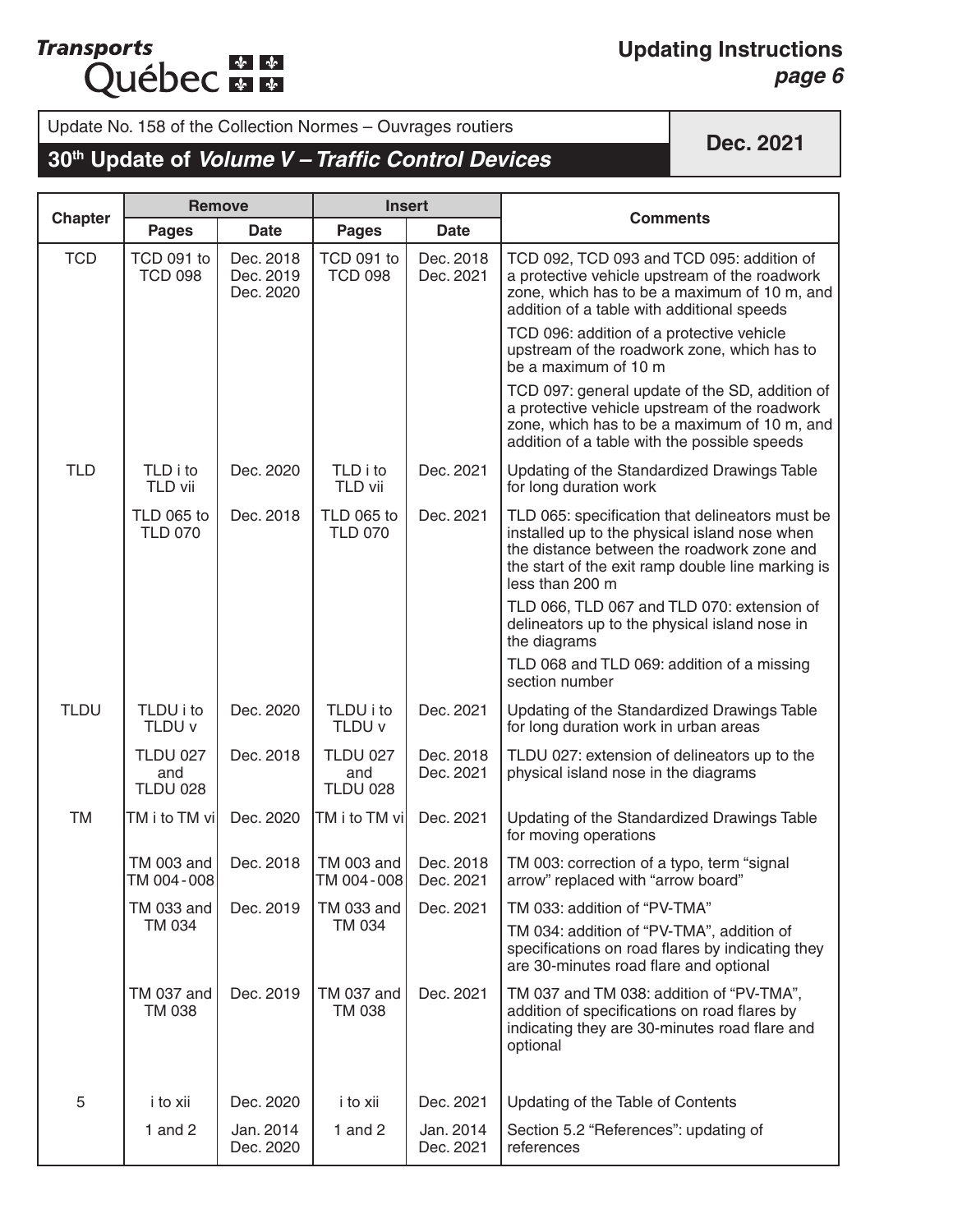Update No. 158 of the Collection Normes – Ouvrages routiers

## 30th Update of *Volume V – Traffic Control Devices*

**Dec. 2021**

| Chapter | Remove | | Insert | | Comments |
|---|---|---|---|---|---|
| | Pages | Date | Pages | Date | |
| TCD | TCD 091 to TCD 098 | Dec. 2018<br>Dec. 2019<br>Dec. 2020 | TCD 091 to TCD 098 | Dec. 2018<br>Dec. 2021 | TCD 092, TCD 093 and TCD 095: addition of a protective vehicle upstream of the roadwork zone, which has to be a maximum of 10 m, and addition of a table with additional speeds<br>TCD 096: addition of a protective vehicle upstream of the roadwork zone, which has to be a maximum of 10 m<br>TCD 097: general update of the SD, addition of a protective vehicle upstream of the roadwork zone, which has to be a maximum of 10 m, and addition of a table with the possible speeds |
| TLD | TLD i to TLD vii | Dec. 2020 | TLD i to TLD vii | Dec. 2021 | Updating of the Standardized Drawings Table for long duration work |
| | TLD 065 to TLD 070 | Dec. 2018 | TLD 065 to TLD 070 | Dec. 2021 | TLD 065: specification that delineators must be installed up to the physical island nose when the distance between the roadwork zone and the start of the exit ramp double line marking is less than 200 m<br>TLD 066, TLD 067 and TLD 070: extension of delineators up to the physical island nose in the diagrams<br>TLD 068 and TLD 069: addition of a missing section number |
| TLDU | TLDU i to TLDU v | Dec. 2020 | TLDU i to TLDU v | Dec. 2021 | Updating of the Standardized Drawings Table for long duration work in urban areas |
| | TLDU 027 and TLDU 028 | Dec. 2018 | TLDU 027 and TLDU 028 | Dec. 2018<br>Dec. 2021 | TLDU 027: extension of delineators up to the physical island nose in the diagrams |
| TM | TM i to TM vi | Dec. 2020 | TM i to TM vi | Dec. 2021 | Updating of the Standardized Drawings Table for moving operations |
| | TM 003 and TM 004 - 008 | Dec. 2018 | TM 003 and TM 004 - 008 | Dec. 2018<br>Dec. 2021 | TM 003: correction of a typo, term "signal arrow" replaced with "arrow board" |
| | TM 033 and TM 034 | Dec. 2019 | TM 033 and TM 034 | Dec. 2021 | TM 033: addition of "PV-TMA"<br>TM 034: addition of "PV-TMA", addition of specifications on road flares by indicating they are 30-minutes road flare and optional |
| | TM 037 and TM 038 | Dec. 2019 | TM 037 and TM 038 | Dec. 2021 | TM 037 and TM 038: addition of "PV-TMA", addition of specifications on road flares by indicating they are 30-minutes road flare and optional |
| 5 | i to xii | Dec. 2020 | i to xii | Dec. 2021 | Updating of the Table of Contents |
| | 1 and 2 | Jan. 2014<br>Dec. 2020 | 1 and 2 | Jan. 2014<br>Dec. 2021 | Section 5.2 "References": updating of references |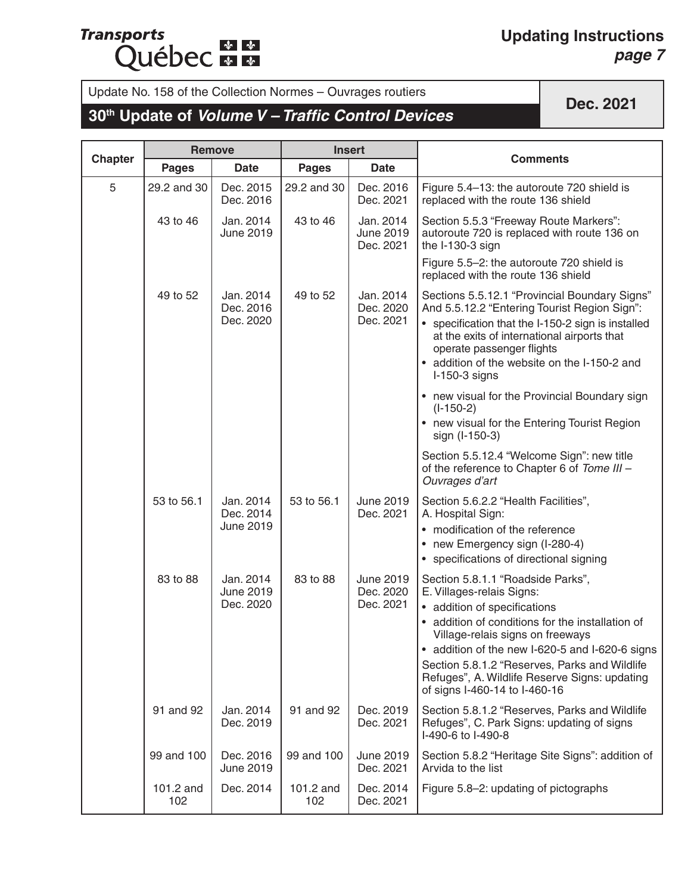Update No. 158 of the Collection Normes – Ouvrages routiers

## 30th Update of *Volume V – Traffic Control Devices*

**Dec. 2021**

| Chapter | Remove | | Insert | | Comments |
|---|---|---|---|---|---|
| | Pages | Date | Pages | Date | |
| 5 | 29.2 and 30 | Dec. 2015<br>Dec. 2016 | 29.2 and 30 | Dec. 2016<br>Dec. 2021 | Figure 5.4–13: the autoroute 720 shield is replaced with the route 136 shield |
| | 43 to 46 | Jan. 2014<br>June 2019 | 43 to 46 | Jan. 2014<br>June 2019<br>Dec. 2021 | Section 5.5.3 "Freeway Route Markers": autoroute 720 is replaced with route 136 on the I-130-3 sign<br>Figure 5.5–2: the autoroute 720 shield is replaced with the route 136 shield |
| | 49 to 52 | Jan. 2014<br>Dec. 2016<br>Dec. 2020 | 49 to 52 | Jan. 2014<br>Dec. 2020<br>Dec. 2021 | Sections 5.5.12.1 "Provincial Boundary Signs" And 5.5.12.2 "Entering Tourist Region Sign":<br>• specification that the I-150-2 sign is installed at the exits of international airports that operate passenger flights<br>• addition of the website on the I-150-2 and I-150-3 signs<br>• new visual for the Provincial Boundary sign (I-150-2)<br>• new visual for the Entering Tourist Region sign (I-150-3)<br>Section 5.5.12.4 "Welcome Sign": new title of the reference to Chapter 6 of *Tome III – Ouvrages d'art* |
| | 53 to 56.1 | Jan. 2014<br>Dec. 2014<br>June 2019 | 53 to 56.1 | June 2019<br>Dec. 2021 | Section 5.6.2.2 "Health Facilities", A. Hospital Sign:<br>• modification of the reference<br>• new Emergency sign (I-280-4)<br>• specifications of directional signing |
| | 83 to 88 | Jan. 2014<br>June 2019<br>Dec. 2020 | 83 to 88 | June 2019<br>Dec. 2020<br>Dec. 2021 | Section 5.8.1.1 "Roadside Parks", E. Villages-relais Signs:<br>• addition of specifications<br>• addition of conditions for the installation of Village-relais signs on freeways<br>• addition of the new I-620-5 and I-620-6 signs<br>Section 5.8.1.2 "Reserves, Parks and Wildlife Refuges", A. Wildlife Reserve Signs: updating of signs I-460-14 to I-460-16 |
| | 91 and 92 | Jan. 2014<br>Dec. 2019 | 91 and 92 | Dec. 2019<br>Dec. 2021 | Section 5.8.1.2 "Reserves, Parks and Wildlife Refuges", C. Park Signs: updating of signs I-490-6 to I-490-8 |
| | 99 and 100 | Dec. 2016<br>June 2019 | 99 and 100 | June 2019<br>Dec. 2021 | Section 5.8.2 "Heritage Site Signs": addition of Arvida to the list |
| | 101.2 and 102 | Dec. 2014 | 101.2 and 102 | Dec. 2014<br>Dec. 2021 | Figure 5.8–2: updating of pictographs |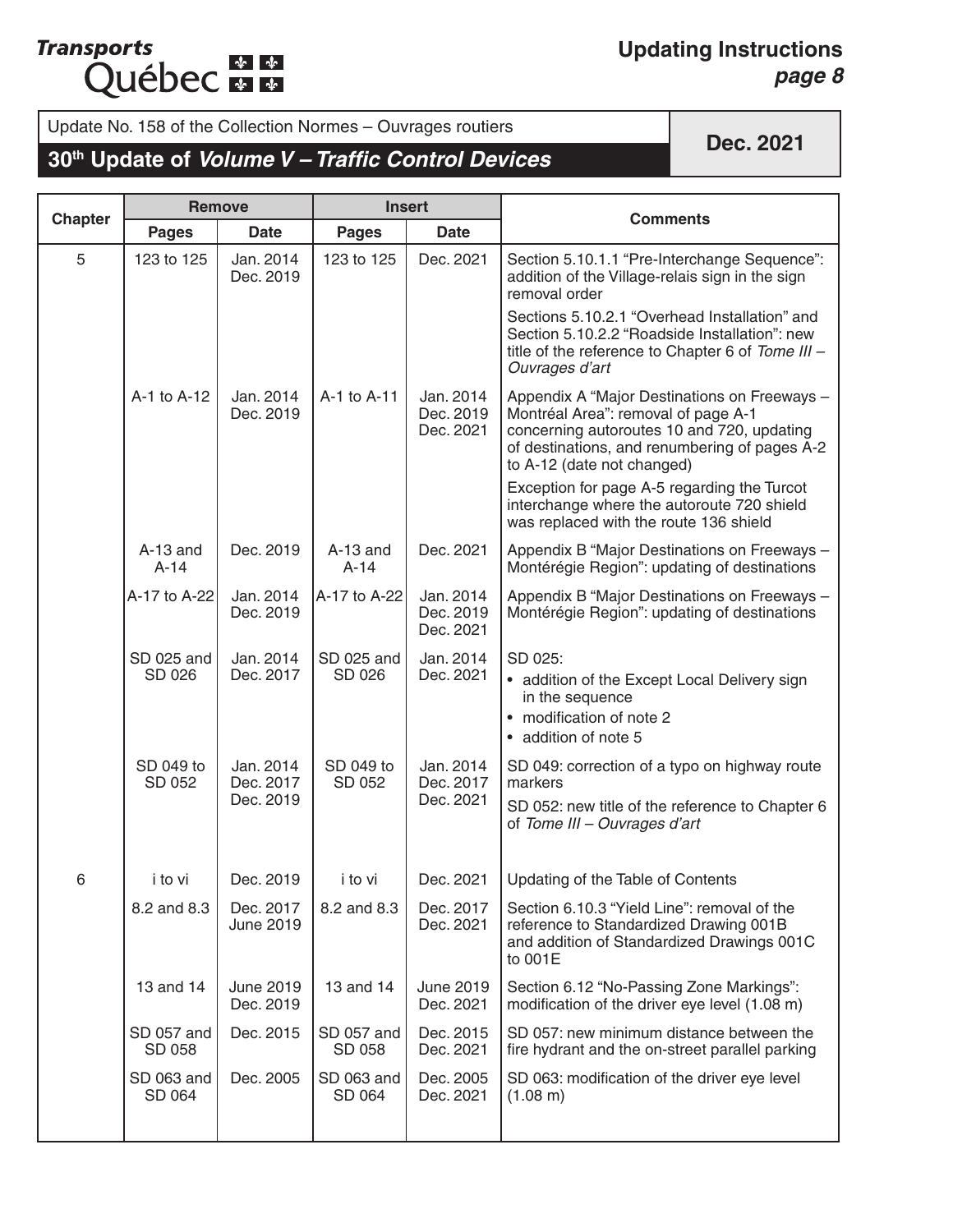Update No. 158 of the Collection Normes – Ouvrages routiers

## 30th Update of *Volume V – Traffic Control Devices*

**Dec. 2021**

| Chapter | Remove | | Insert | | Comments |
|---|---|---|---|---|---|
| | Pages | Date | Pages | Date | |
| 5 | 123 to 125 | Jan. 2014<br>Dec. 2019 | 123 to 125 | Dec. 2021 | Section 5.10.1.1 "Pre-Interchange Sequence": addition of the Village-relais sign in the sign removal order<br>Sections 5.10.2.1 "Overhead Installation" and Section 5.10.2.2 "Roadside Installation": new title of the reference to Chapter 6 of *Tome III – Ouvrages d'art* |
| | A-1 to A-12 | Jan. 2014<br>Dec. 2019 | A-1 to A-11 | Jan. 2014<br>Dec. 2019<br>Dec. 2021 | Appendix A "Major Destinations on Freeways – Montréal Area": removal of page A-1 concerning autoroutes 10 and 720, updating of destinations, and renumbering of pages A-2 to A-12 (date not changed)<br>Exception for page A-5 regarding the Turcot interchange where the autoroute 720 shield was replaced with the route 136 shield |
| | A-13 and A-14 | Dec. 2019 | A-13 and A-14 | Dec. 2021 | Appendix B "Major Destinations on Freeways – Montérégie Region": updating of destinations |
| | A-17 to A-22 | Jan. 2014<br>Dec. 2019 | A-17 to A-22 | Jan. 2014<br>Dec. 2019<br>Dec. 2021 | Appendix B "Major Destinations on Freeways – Montérégie Region": updating of destinations |
| | SD 025 and SD 026 | Jan. 2014<br>Dec. 2017 | SD 025 and SD 026 | Jan. 2014<br>Dec. 2021 | SD 025:<br>• addition of the Except Local Delivery sign in the sequence<br>• modification of note 2<br>• addition of note 5 |
| | SD 049 to SD 052 | Jan. 2014<br>Dec. 2017<br>Dec. 2019 | SD 049 to SD 052 | Jan. 2014<br>Dec. 2017<br>Dec. 2021 | SD 049: correction of a typo on highway route markers<br>SD 052: new title of the reference to Chapter 6 of *Tome III – Ouvrages d'art* |
| 6 | i to vi | Dec. 2019 | i to vi | Dec. 2021 | Updating of the Table of Contents |
| | 8.2 and 8.3 | Dec. 2017<br>June 2019 | 8.2 and 8.3 | Dec. 2017<br>Dec. 2021 | Section 6.10.3 "Yield Line": removal of the reference to Standardized Drawing 001B and addition of Standardized Drawings 001C to 001E |
| | 13 and 14 | June 2019<br>Dec. 2019 | 13 and 14 | June 2019<br>Dec. 2021 | Section 6.12 "No-Passing Zone Markings": modification of the driver eye level (1.08 m) |
| | SD 057 and SD 058 | Dec. 2015 | SD 057 and SD 058 | Dec. 2015<br>Dec. 2021 | SD 057: new minimum distance between the fire hydrant and the on-street parallel parking |
| | SD 063 and SD 064 | Dec. 2005 | SD 063 and SD 064 | Dec. 2005<br>Dec. 2021 | SD 063: modification of the driver eye level (1.08 m) |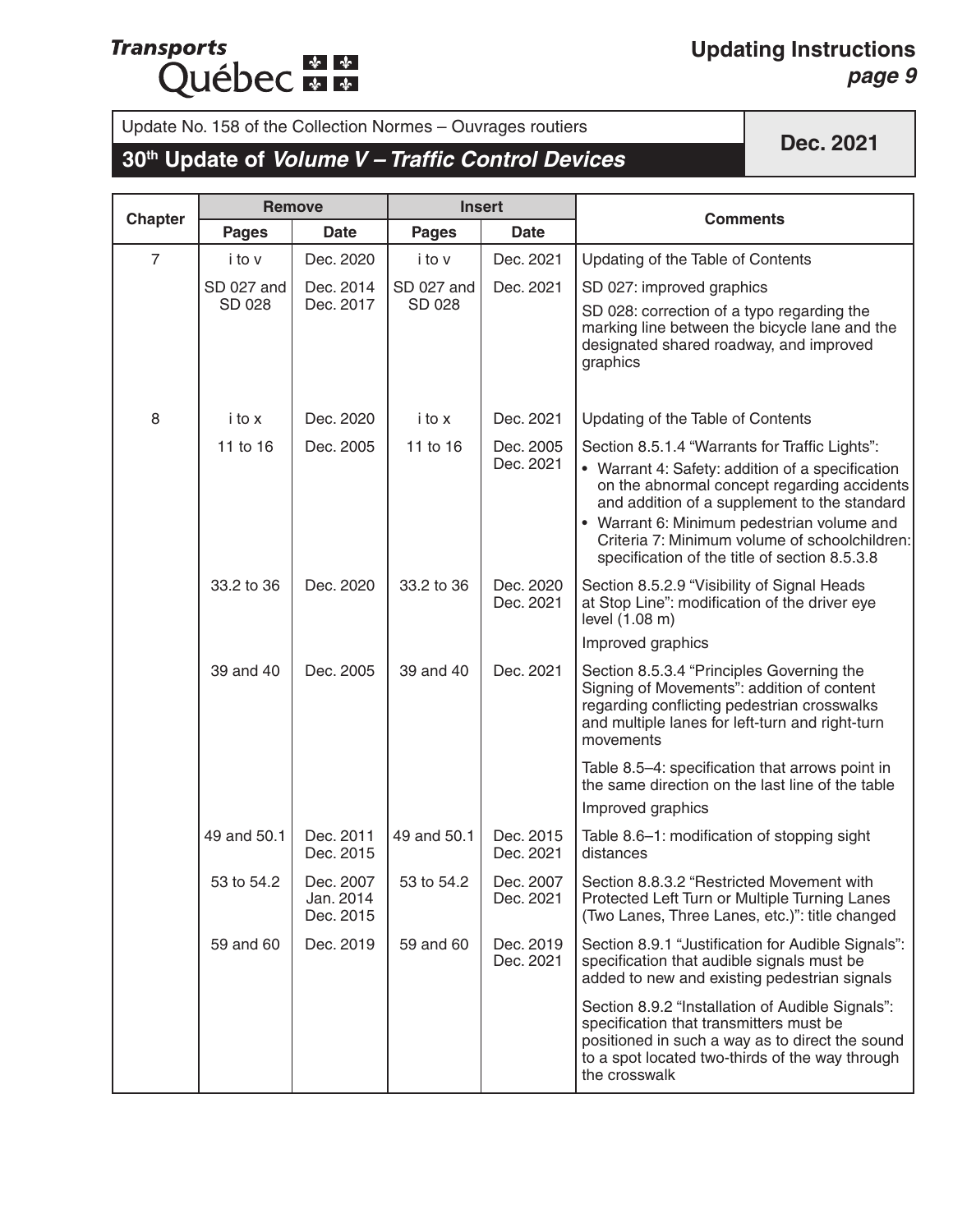Update No. 158 of the Collection Normes – Ouvrages routiers

## 30th Update of *Volume V – Traffic Control Devices*

**Dec. 2021**

| Chapter | Remove | | Insert | | Comments |
|---|---|---|---|---|---|
| | Pages | Date | Pages | Date | |
| 7 | i to v | Dec. 2020 | i to v | Dec. 2021 | Updating of the Table of Contents |
| | SD 027 and SD 028 | Dec. 2014 Dec. 2017 | SD 027 and SD 028 | Dec. 2021 | SD 027: improved graphics<br>SD 028: correction of a typo regarding the marking line between the bicycle lane and the designated shared roadway, and improved graphics |
| 8 | i to x | Dec. 2020 | i to x | Dec. 2021 | Updating of the Table of Contents |
| | 11 to 16 | Dec. 2005 | 11 to 16 | Dec. 2005 Dec. 2021 | Section 8.5.1.4 "Warrants for Traffic Lights":<br>• Warrant 4: Safety: addition of a specification on the abnormal concept regarding accidents and addition of a supplement to the standard<br>• Warrant 6: Minimum pedestrian volume and Criteria 7: Minimum volume of schoolchildren: specification of the title of section 8.5.3.8 |
| | 33.2 to 36 | Dec. 2020 | 33.2 to 36 | Dec. 2020 Dec. 2021 | Section 8.5.2.9 "Visibility of Signal Heads at Stop Line": modification of the driver eye level (1.08 m)<br>Improved graphics |
| | 39 and 40 | Dec. 2005 | 39 and 40 | Dec. 2021 | Section 8.5.3.4 "Principles Governing the Signing of Movements": addition of content regarding conflicting pedestrian crosswalks and multiple lanes for left-turn and right-turn movements<br>Table 8.5–4: specification that arrows point in the same direction on the last line of the table<br>Improved graphics |
| | 49 and 50.1 | Dec. 2011 Dec. 2015 | 49 and 50.1 | Dec. 2015 Dec. 2021 | Table 8.6–1: modification of stopping sight distances |
| | 53 to 54.2 | Dec. 2007 Jan. 2014 Dec. 2015 | 53 to 54.2 | Dec. 2007 Dec. 2021 | Section 8.8.3.2 "Restricted Movement with Protected Left Turn or Multiple Turning Lanes (Two Lanes, Three Lanes, etc.)": title changed |
| | 59 and 60 | Dec. 2019 | 59 and 60 | Dec. 2019 Dec. 2021 | Section 8.9.1 "Justification for Audible Signals": specification that audible signals must be added to new and existing pedestrian signals<br>Section 8.9.2 "Installation of Audible Signals": specification that transmitters must be positioned in such a way as to direct the sound to a spot located two-thirds of the way through the crosswalk |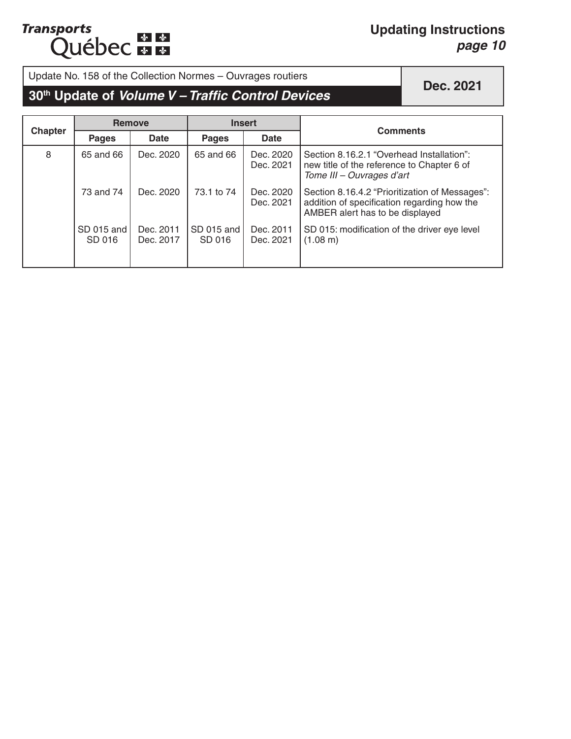Update No. 158 of the Collection Normes – Ouvrages routiers

## 30th Update of *Volume V – Traffic Control Devices*

**Dec. 2021**

| Chapter | Remove | | Insert | | Comments |
|---|---|---|---|---|---|
| | Pages | Date | Pages | Date | |
| 8 | 65 and 66 | Dec. 2020 | 65 and 66 | Dec. 2020<br>Dec. 2021 | Section 8.16.2.1 "Overhead Installation": new title of the reference to Chapter 6 of *Tome III – Ouvrages d'art* |
| | 73 and 74 | Dec. 2020 | 73.1 to 74 | Dec. 2020<br>Dec. 2021 | Section 8.16.4.2 "Prioritization of Messages": addition of specification regarding how the AMBER alert has to be displayed |
| | SD 015 and SD 016 | Dec. 2011<br>Dec. 2017 | SD 015 and SD 016 | Dec. 2011<br>Dec. 2021 | SD 015: modification of the driver eye level (1.08 m) |